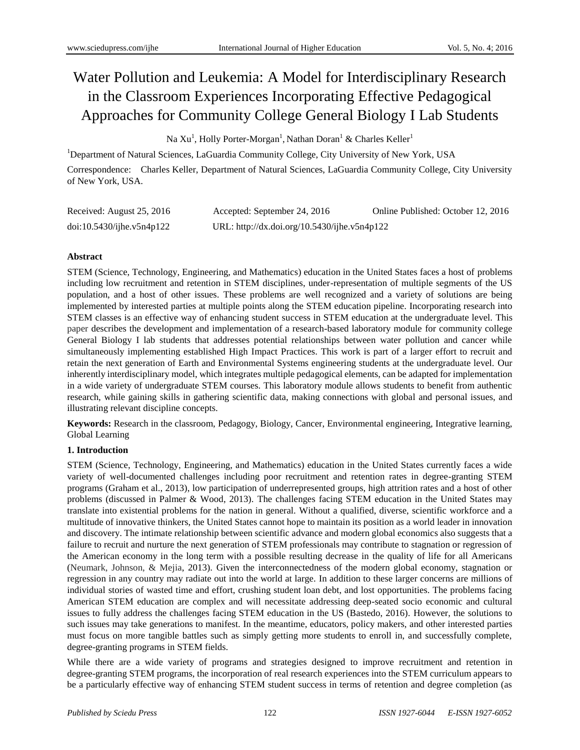# Water Pollution and Leukemia: A Model for Interdisciplinary Research in the Classroom Experiences Incorporating Effective Pedagogical Approaches for Community College General Biology I Lab Students

Na Xu[1], Holly Porter-Morgan[1], Nathan Doran[1] & Charles Keller[1]

[1]Department of Natural Sciences, LaGuardia Community College, City University of New York, USA

Correspondence: Charles Keller, Department of Natural Sciences, LaGuardia Community College, City University of New York, USA.

Received: August 25, 2016 Accepted: September 24, 2016 Online Published: October 12, 2016

doi:10.5430/ijhe.v5n4p122 URL: http://dx.doi.org/10.5430/ijhe.v5n4p122

**Abstract**

STEM (Science, Technology, Engineering, and Mathematics) education in the United States faces a host of problems including low recruitment and retention in STEM disciplines, under-representation of multiple segments of the US population, and a host of other issues. These problems are well recognized and a variety of solutions are being implemented by interested parties at multiple points along the STEM education pipeline. Incorporating research into STEM classes is an effective way of enhancing student success in STEM education at the undergraduate level. This paper describes the development and implementation of a research-based laboratory module for community college General Biology I lab students that addresses potential relationships between water pollution and cancer while simultaneously implementing established High Impact Practices. This work is part of a larger effort to recruit and retain the next generation of Earth and Environmental Systems engineering students at the undergraduate level. Our inherently interdisciplinary model, which integrates multiple pedagogical elements, can be adapted for implementation in a wide variety of undergraduate STEM courses. This laboratory module allows students to benefit from authentic research, while gaining skills in gathering scientific data, making connections with global and personal issues, and illustrating relevant discipline concepts.

**Keywords:** Research in the classroom, Pedagogy, Biology, Cancer, Environmental engineering, Integrative learning, Global Learning

## 1. Introduction

STEM (Science, Technology, Engineering, and Mathematics) education in the United States currently faces a wide variety of well-documented challenges including poor recruitment and retention rates in degree-granting STEM programs (Graham et al., 2013), low participation of underrepresented groups, high attrition rates and a host of other problems (discussed in Palmer & Wood, 2013). The challenges facing STEM education in the United States may translate into existential problems for the nation in general. Without a qualified, diverse, scientific workforce and a multitude of innovative thinkers, the United States cannot hope to maintain its position as a world leader in innovation and discovery. The intimate relationship between scientific advance and modern global economics also suggests that a failure to recruit and nurture the next generation of STEM professionals may contribute to stagnation or regression of the American economy in the long term with a possible resulting decrease in the quality of life for all Americans (Neumark, Johnson, & Mejia, 2013). Given the interconnectedness of the modern global economy, stagnation or regression in any country may radiate out into the world at large. In addition to these larger concerns are millions of individual stories of wasted time and effort, crushing student loan debt, and lost opportunities. The problems facing American STEM education are complex and will necessitate addressing deep-seated socio economic and cultural issues to fully address the challenges facing STEM education in the US (Bastedo, 2016). However, the solutions to such issues may take generations to manifest. In the meantime, educators, policy makers, and other interested parties must focus on more tangible battles such as simply getting more students to enroll in, and successfully complete, degree-granting programs in STEM fields.

While there are a wide variety of programs and strategies designed to improve recruitment and retention in degree-granting STEM programs, the incorporation of real research experiences into the STEM curriculum appears to be a particularly effective way of enhancing STEM student success in terms of retention and degree completion (as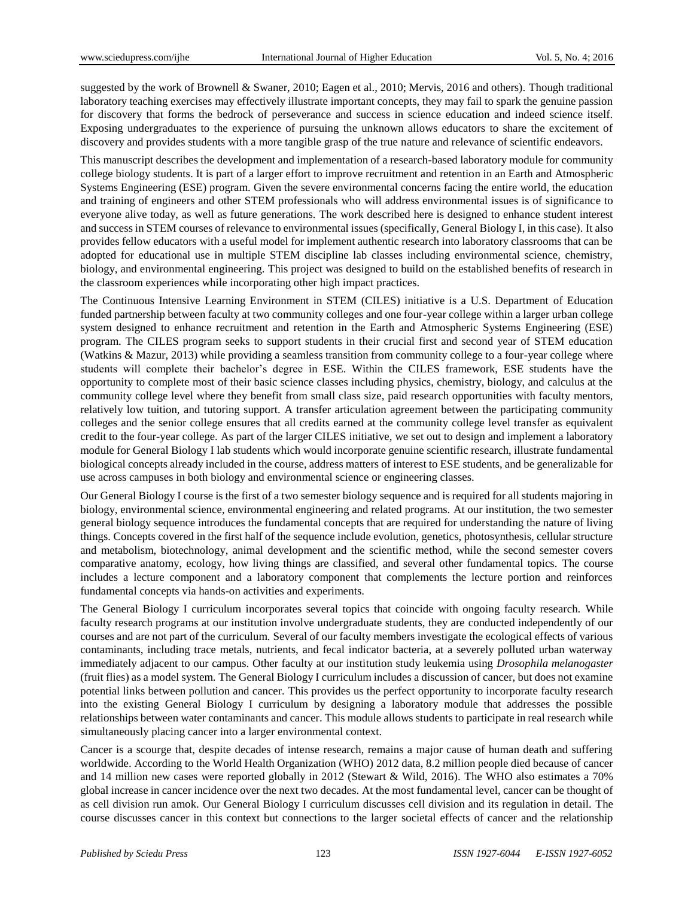suggested by the work of Brownell & Swaner, 2010; Eagen et al., 2010; Mervis, 2016 and others). Though traditional laboratory teaching exercises may effectively illustrate important concepts, they may fail to spark the genuine passion for discovery that forms the bedrock of perseverance and success in science education and indeed science itself. Exposing undergraduates to the experience of pursuing the unknown allows educators to share the excitement of discovery and provides students with a more tangible grasp of the true nature and relevance of scientific endeavors.

This manuscript describes the development and implementation of a research-based laboratory module for community college biology students. It is part of a larger effort to improve recruitment and retention in an Earth and Atmospheric Systems Engineering (ESE) program. Given the severe environmental concerns facing the entire world, the education and training of engineers and other STEM professionals who will address environmental issues is of significance to everyone alive today, as well as future generations. The work described here is designed to enhance student interest and success in STEM courses of relevance to environmental issues (specifically, General Biology I, in this case). It also provides fellow educators with a useful model for implement authentic research into laboratory classrooms that can be adopted for educational use in multiple STEM discipline lab classes including environmental science, chemistry, biology, and environmental engineering. This project was designed to build on the established benefits of research in the classroom experiences while incorporating other high impact practices.

The Continuous Intensive Learning Environment in STEM (CILES) initiative is a U.S. Department of Education funded partnership between faculty at two community colleges and one four-year college within a larger urban college system designed to enhance recruitment and retention in the Earth and Atmospheric Systems Engineering (ESE) program. The CILES program seeks to support students in their crucial first and second year of STEM education (Watkins & Mazur, 2013) while providing a seamless transition from community college to a four-year college where students will complete their bachelor's degree in ESE. Within the CILES framework, ESE students have the opportunity to complete most of their basic science classes including physics, chemistry, biology, and calculus at the community college level where they benefit from small class size, paid research opportunities with faculty mentors, relatively low tuition, and tutoring support. A transfer articulation agreement between the participating community colleges and the senior college ensures that all credits earned at the community college level transfer as equivalent credit to the four-year college. As part of the larger CILES initiative, we set out to design and implement a laboratory module for General Biology I lab students which would incorporate genuine scientific research, illustrate fundamental biological concepts already included in the course, address matters of interest to ESE students, and be generalizable for use across campuses in both biology and environmental science or engineering classes.

Our General Biology I course is the first of a two semester biology sequence and is required for all students majoring in biology, environmental science, environmental engineering and related programs. At our institution, the two semester general biology sequence introduces the fundamental concepts that are required for understanding the nature of living things. Concepts covered in the first half of the sequence include evolution, genetics, photosynthesis, cellular structure and metabolism, biotechnology, animal development and the scientific method, while the second semester covers comparative anatomy, ecology, how living things are classified, and several other fundamental topics. The course includes a lecture component and a laboratory component that complements the lecture portion and reinforces fundamental concepts via hands-on activities and experiments.

The General Biology I curriculum incorporates several topics that coincide with ongoing faculty research. While faculty research programs at our institution involve undergraduate students, they are conducted independently of our courses and are not part of the curriculum. Several of our faculty members investigate the ecological effects of various contaminants, including trace metals, nutrients, and fecal indicator bacteria, at a severely polluted urban waterway immediately adjacent to our campus. Other faculty at our institution study leukemia using *Drosophila melanogaster* (fruit flies) as a model system. The General Biology I curriculum includes a discussion of cancer, but does not examine potential links between pollution and cancer. This provides us the perfect opportunity to incorporate faculty research into the existing General Biology I curriculum by designing a laboratory module that addresses the possible relationships between water contaminants and cancer. This module allows students to participate in real research while simultaneously placing cancer into a larger environmental context.

Cancer is a scourge that, despite decades of intense research, remains a major cause of human death and suffering worldwide. According to the World Health Organization (WHO) 2012 data, 8.2 million people died because of cancer and 14 million new cases were reported globally in 2012 (Stewart & Wild, 2016). The WHO also estimates a 70% global increase in cancer incidence over the next two decades. At the most fundamental level, cancer can be thought of as cell division run amok. Our General Biology I curriculum discusses cell division and its regulation in detail. The course discusses cancer in this context but connections to the larger societal effects of cancer and the relationship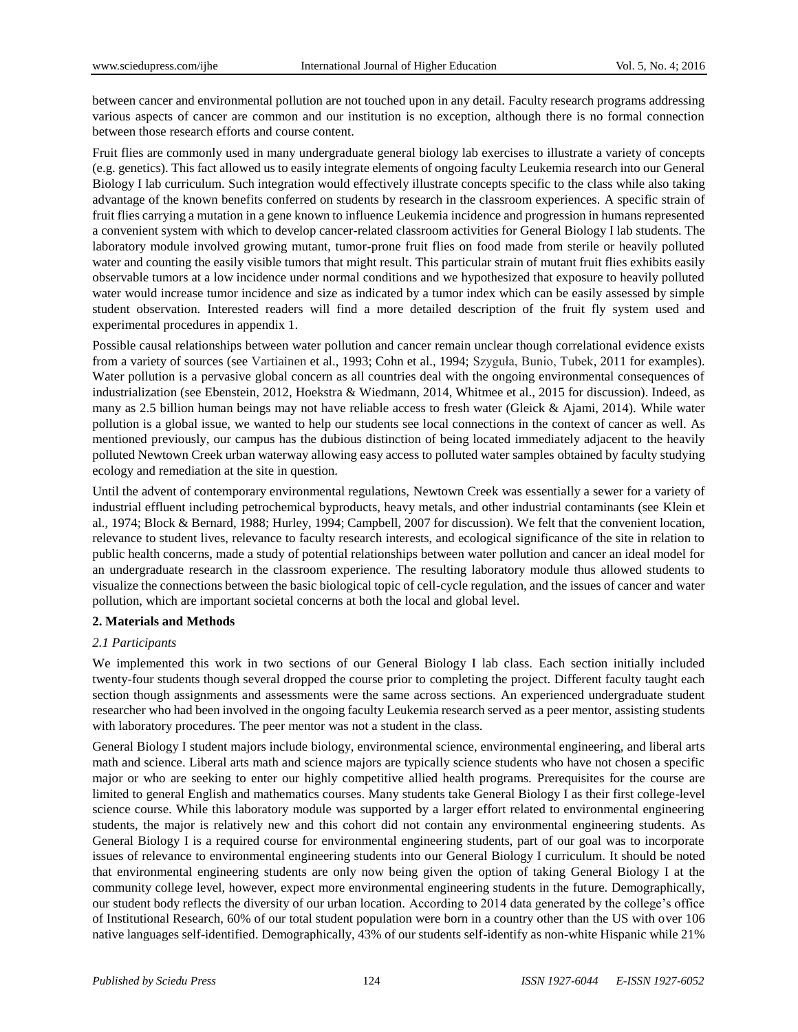between cancer and environmental pollution are not touched upon in any detail. Faculty research programs addressing various aspects of cancer are common and our institution is no exception, although there is no formal connection between those research efforts and course content.

Fruit flies are commonly used in many undergraduate general biology lab exercises to illustrate a variety of concepts (e.g. genetics). This fact allowed us to easily integrate elements of ongoing faculty Leukemia research into our General Biology I lab curriculum. Such integration would effectively illustrate concepts specific to the class while also taking advantage of the known benefits conferred on students by research in the classroom experiences. A specific strain of fruit flies carrying a mutation in a gene known to influence Leukemia incidence and progression in humans represented a convenient system with which to develop cancer-related classroom activities for General Biology I lab students. The laboratory module involved growing mutant, tumor-prone fruit flies on food made from sterile or heavily polluted water and counting the easily visible tumors that might result. This particular strain of mutant fruit flies exhibits easily observable tumors at a low incidence under normal conditions and we hypothesized that exposure to heavily polluted water would increase tumor incidence and size as indicated by a tumor index which can be easily assessed by simple student observation. Interested readers will find a more detailed description of the fruit fly system used and experimental procedures in appendix 1.

Possible causal relationships between water pollution and cancer remain unclear though correlational evidence exists from a variety of sources (see Vartiainen et al., 1993; Cohn et al., 1994; Szyguła, Bunio, Tubek, 2011 for examples). Water pollution is a pervasive global concern as all countries deal with the ongoing environmental consequences of industrialization (see Ebenstein, 2012, Hoekstra & Wiedmann, 2014, Whitmee et al., 2015 for discussion). Indeed, as many as 2.5 billion human beings may not have reliable access to fresh water (Gleick & Ajami, 2014). While water pollution is a global issue, we wanted to help our students see local connections in the context of cancer as well. As mentioned previously, our campus has the dubious distinction of being located immediately adjacent to the heavily polluted Newtown Creek urban waterway allowing easy access to polluted water samples obtained by faculty studying ecology and remediation at the site in question.

Until the advent of contemporary environmental regulations, Newtown Creek was essentially a sewer for a variety of industrial effluent including petrochemical byproducts, heavy metals, and other industrial contaminants (see Klein et al., 1974; Block & Bernard, 1988; Hurley, 1994; Campbell, 2007 for discussion). We felt that the convenient location, relevance to student lives, relevance to faculty research interests, and ecological significance of the site in relation to public health concerns, made a study of potential relationships between water pollution and cancer an ideal model for an undergraduate research in the classroom experience. The resulting laboratory module thus allowed students to visualize the connections between the basic biological topic of cell-cycle regulation, and the issues of cancer and water pollution, which are important societal concerns at both the local and global level.

## 2. Materials and Methods

### 2.1 Participants

We implemented this work in two sections of our General Biology I lab class. Each section initially included twenty-four students though several dropped the course prior to completing the project. Different faculty taught each section though assignments and assessments were the same across sections. An experienced undergraduate student researcher who had been involved in the ongoing faculty Leukemia research served as a peer mentor, assisting students with laboratory procedures. The peer mentor was not a student in the class.

General Biology I student majors include biology, environmental science, environmental engineering, and liberal arts math and science. Liberal arts math and science majors are typically science students who have not chosen a specific major or who are seeking to enter our highly competitive allied health programs. Prerequisites for the course are limited to general English and mathematics courses. Many students take General Biology I as their first college-level science course. While this laboratory module was supported by a larger effort related to environmental engineering students, the major is relatively new and this cohort did not contain any environmental engineering students. As General Biology I is a required course for environmental engineering students, part of our goal was to incorporate issues of relevance to environmental engineering students into our General Biology I curriculum. It should be noted that environmental engineering students are only now being given the option of taking General Biology I at the community college level, however, expect more environmental engineering students in the future. Demographically, our student body reflects the diversity of our urban location. According to 2014 data generated by the college's office of Institutional Research, 60% of our total student population were born in a country other than the US with over 106 native languages self-identified. Demographically, 43% of our students self-identify as non-white Hispanic while 21%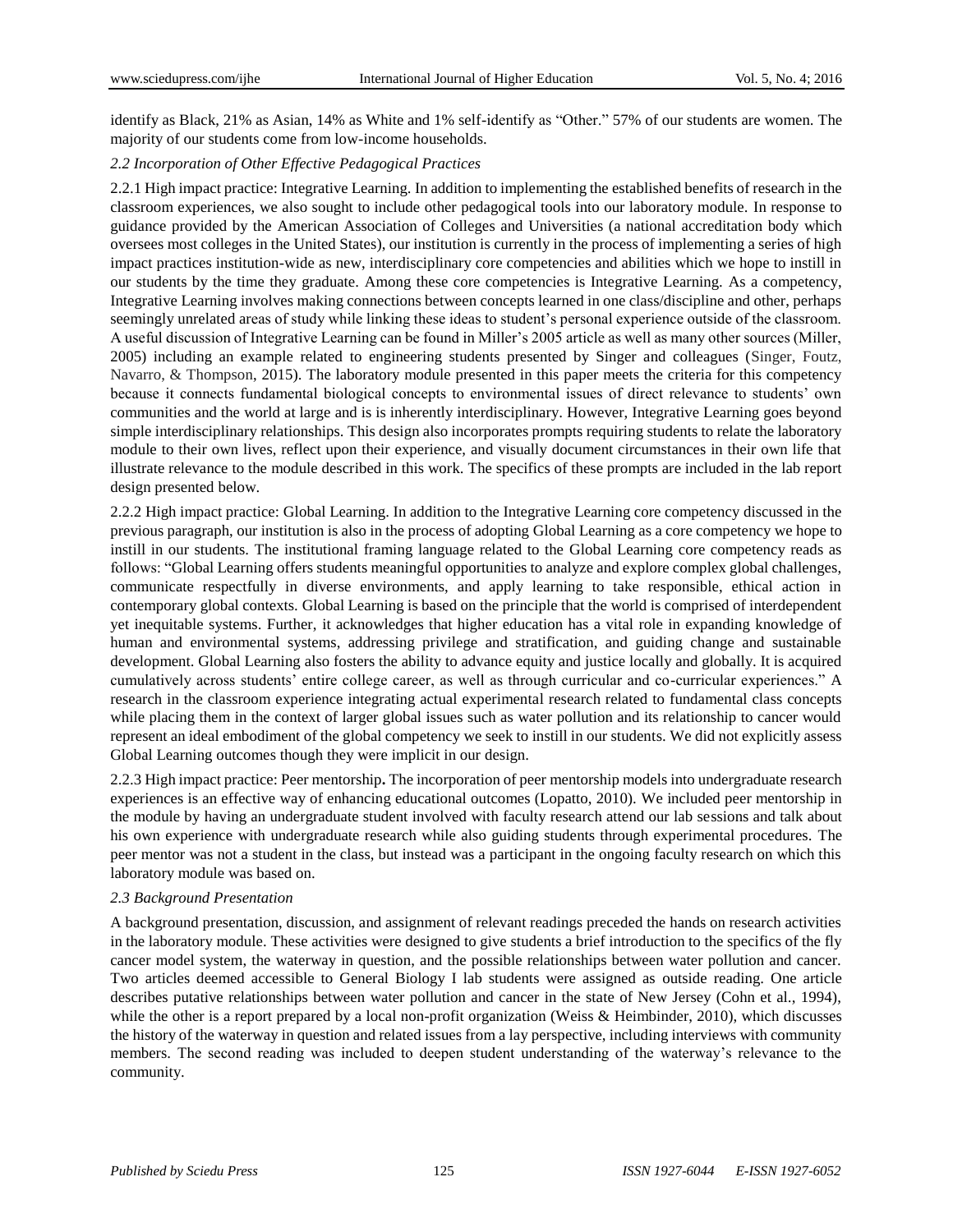identify as Black, 21% as Asian, 14% as White and 1% self-identify as "Other." 57% of our students are women. The majority of our students come from low-income households.

### *2.2 Incorporation of Other Effective Pedagogical Practices*

2.2.1 High impact practice: Integrative Learning. In addition to implementing the established benefits of research in the classroom experiences, we also sought to include other pedagogical tools into our laboratory module. In response to guidance provided by the American Association of Colleges and Universities (a national accreditation body which oversees most colleges in the United States), our institution is currently in the process of implementing a series of high impact practices institution-wide as new, interdisciplinary core competencies and abilities which we hope to instill in our students by the time they graduate. Among these core competencies is Integrative Learning. As a competency, Integrative Learning involves making connections between concepts learned in one class/discipline and other, perhaps seemingly unrelated areas of study while linking these ideas to student's personal experience outside of the classroom. A useful discussion of Integrative Learning can be found in Miller's 2005 article as well as many other sources (Miller, 2005) including an example related to engineering students presented by Singer and colleagues (Singer, Foutz, Navarro, & Thompson, 2015). The laboratory module presented in this paper meets the criteria for this competency because it connects fundamental biological concepts to environmental issues of direct relevance to students' own communities and the world at large and is is inherently interdisciplinary. However, Integrative Learning goes beyond simple interdisciplinary relationships. This design also incorporates prompts requiring students to relate the laboratory module to their own lives, reflect upon their experience, and visually document circumstances in their own life that illustrate relevance to the module described in this work. The specifics of these prompts are included in the lab report design presented below.

2.2.2 High impact practice: Global Learning. In addition to the Integrative Learning core competency discussed in the previous paragraph, our institution is also in the process of adopting Global Learning as a core competency we hope to instill in our students. The institutional framing language related to the Global Learning core competency reads as follows: "Global Learning offers students meaningful opportunities to analyze and explore complex global challenges, communicate respectfully in diverse environments, and apply learning to take responsible, ethical action in contemporary global contexts. Global Learning is based on the principle that the world is comprised of interdependent yet inequitable systems. Further, it acknowledges that higher education has a vital role in expanding knowledge of human and environmental systems, addressing privilege and stratification, and guiding change and sustainable development. Global Learning also fosters the ability to advance equity and justice locally and globally. It is acquired cumulatively across students' entire college career, as well as through curricular and co-curricular experiences." A research in the classroom experience integrating actual experimental research related to fundamental class concepts while placing them in the context of larger global issues such as water pollution and its relationship to cancer would represent an ideal embodiment of the global competency we seek to instill in our students. We did not explicitly assess Global Learning outcomes though they were implicit in our design.

2.2.3 High impact practice: Peer mentorship**.** The incorporation of peer mentorship models into undergraduate research experiences is an effective way of enhancing educational outcomes (Lopatto, 2010). We included peer mentorship in the module by having an undergraduate student involved with faculty research attend our lab sessions and talk about his own experience with undergraduate research while also guiding students through experimental procedures. The peer mentor was not a student in the class, but instead was a participant in the ongoing faculty research on which this laboratory module was based on.

### *2.3 Background Presentation*

A background presentation, discussion, and assignment of relevant readings preceded the hands on research activities in the laboratory module. These activities were designed to give students a brief introduction to the specifics of the fly cancer model system, the waterway in question, and the possible relationships between water pollution and cancer. Two articles deemed accessible to General Biology I lab students were assigned as outside reading. One article describes putative relationships between water pollution and cancer in the state of New Jersey (Cohn et al., 1994), while the other is a report prepared by a local non-profit organization (Weiss & Heimbinder, 2010), which discusses the history of the waterway in question and related issues from a lay perspective, including interviews with community members. The second reading was included to deepen student understanding of the waterway's relevance to the community.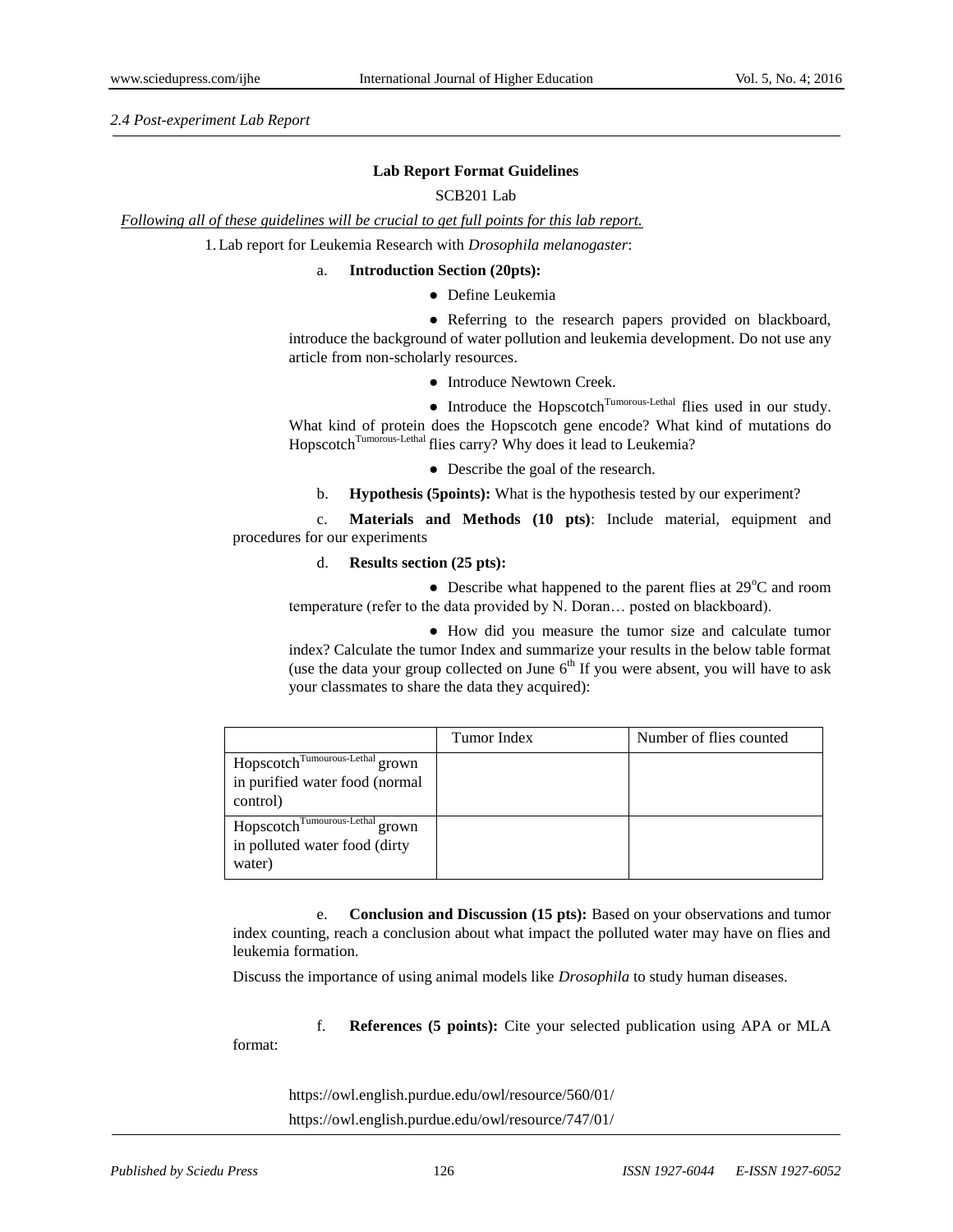*2.4 Post-experiment Lab Report*

**Lab Report Format Guidelines**

SCB201 Lab

*Following all of these guidelines will be crucial to get full points for this lab report.*

1. Lab report for Leukemia Research with *Drosophila melanogaster*:

   a. **Introduction Section (20pts):**

   - Define Leukemia
   - Referring to the research papers provided on blackboard, introduce the background of water pollution and leukemia development. Do not use any article from non-scholarly resources.
   - Introduce Newtown Creek.
   - Introduce the Hopscotch$^{Tumorous\text{-}Lethal}$ flies used in our study. What kind of protein does the Hopscotch gene encode? What kind of mutations do Hopscotch$^{Tumorous\text{-}Lethal}$ flies carry? Why does it lead to Leukemia?
   - Describe the goal of the research.

   b. **Hypothesis (5points):** What is the hypothesis tested by our experiment?

   c. **Materials and Methods (10 pts)**: Include material, equipment and procedures for our experiments

   d. **Results section (25 pts):**

   - Describe what happened to the parent flies at 29°C and room temperature (refer to the data provided by N. Doran… posted on blackboard).
   - How did you measure the tumor size and calculate tumor index? Calculate the tumor Index and summarize your results in the below table format (use the data your group collected on June 6th If you were absent, you will have to ask your classmates to share the data they acquired):

| | Tumor Index | Number of flies counted |
|---|---|---|
| Hopscotch$^{Tumourous\text{-}Lethal}$ grown in purified water food (normal control) | | |
| Hopscotch$^{Tumourous\text{-}Lethal}$ grown in polluted water food (dirty water) | | |

   e. **Conclusion and Discussion (15 pts):** Based on your observations and tumor index counting, reach a conclusion about what impact the polluted water may have on flies and leukemia formation.

   Discuss the importance of using animal models like *Drosophila* to study human diseases.

   f. **References (5 points):** Cite your selected publication using APA or MLA format:

   https://owl.english.purdue.edu/owl/resource/560/01/

   https://owl.english.purdue.edu/owl/resource/747/01/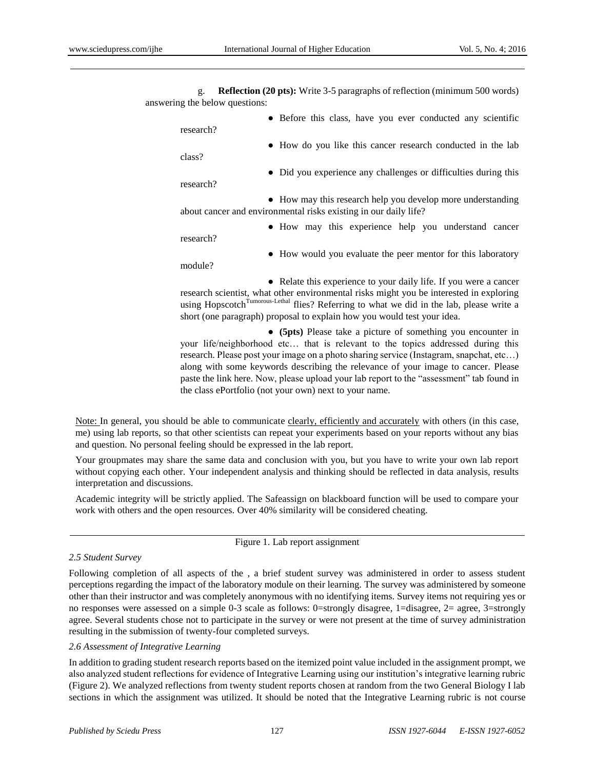g. **Reflection (20 pts):** Write 3-5 paragraphs of reflection (minimum 500 words) answering the below questions:

- Before this class, have you ever conducted any scientific research?
- How do you like this cancer research conducted in the lab class?
- Did you experience any challenges or difficulties during this research?
- How may this research help you develop more understanding about cancer and environmental risks existing in our daily life?
- How may this experience help you understand cancer research?
- How would you evaluate the peer mentor for this laboratory module?
- Relate this experience to your daily life. If you were a cancer research scientist, what other environmental risks might you be interested in exploring using Hopscotch$^{\text{Tumorous-Lethal}}$ flies? Referring to what we did in the lab, please write a short (one paragraph) proposal to explain how you would test your idea.
- **(5pts)** Please take a picture of something you encounter in your life/neighborhood etc… that is relevant to the topics addressed during this research. Please post your image on a photo sharing service (Instagram, snapchat, etc…) along with some keywords describing the relevance of your image to cancer. Please paste the link here. Now, please upload your lab report to the "assessment" tab found in the class ePortfolio (not your own) next to your name.

Note: In general, you should be able to communicate clearly, efficiently and accurately with others (in this case, me) using lab reports, so that other scientists can repeat your experiments based on your reports without any bias and question. No personal feeling should be expressed in the lab report.

Your groupmates may share the same data and conclusion with you, but you have to write your own lab report without copying each other. Your independent analysis and thinking should be reflected in data analysis, results interpretation and discussions.

Academic integrity will be strictly applied. The Safeassign on blackboard function will be used to compare your work with others and the open resources. Over 40% similarity will be considered cheating.

Figure 1. Lab report assignment

### *2.5 Student Survey*

Following completion of all aspects of the , a brief student survey was administered in order to assess student perceptions regarding the impact of the laboratory module on their learning. The survey was administered by someone other than their instructor and was completely anonymous with no identifying items. Survey items not requiring yes or no responses were assessed on a simple 0-3 scale as follows: 0=strongly disagree, 1=disagree, 2= agree, 3=strongly agree. Several students chose not to participate in the survey or were not present at the time of survey administration resulting in the submission of twenty-four completed surveys.

### *2.6 Assessment of Integrative Learning*

In addition to grading student research reports based on the itemized point value included in the assignment prompt, we also analyzed student reflections for evidence of Integrative Learning using our institution's integrative learning rubric (Figure 2). We analyzed reflections from twenty student reports chosen at random from the two General Biology I lab sections in which the assignment was utilized. It should be noted that the Integrative Learning rubric is not course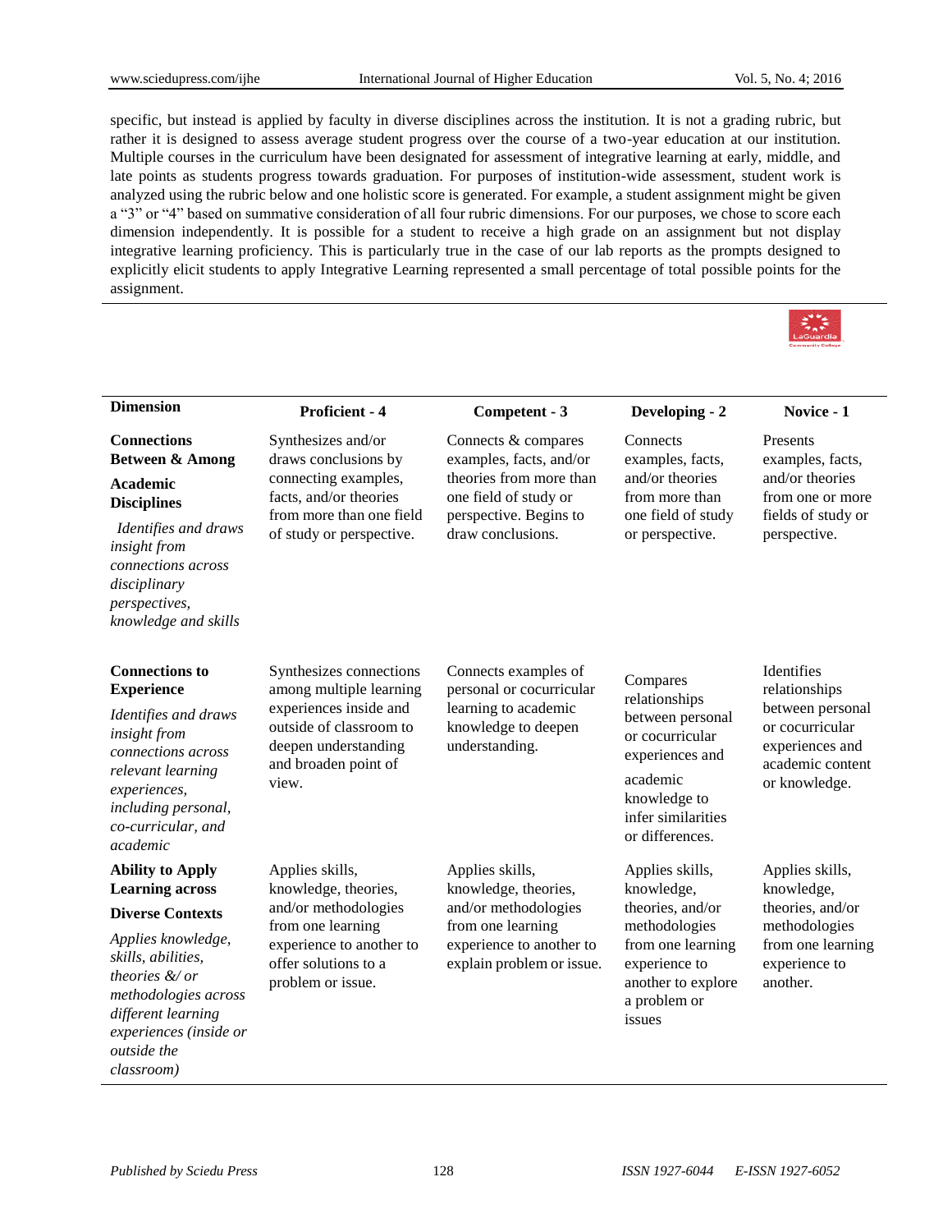specific, but instead is applied by faculty in diverse disciplines across the institution. It is not a grading rubric, but rather it is designed to assess average student progress over the course of a two-year education at our institution. Multiple courses in the curriculum have been designated for assessment of integrative learning at early, middle, and late points as students progress towards graduation. For purposes of institution-wide assessment, student work is analyzed using the rubric below and one holistic score is generated. For example, a student assignment might be given a "3" or "4" based on summative consideration of all four rubric dimensions. For our purposes, we chose to score each dimension independently. It is possible for a student to receive a high grade on an assignment but not display integrative learning proficiency. This is particularly true in the case of our lab reports as the prompts designed to explicitly elicit students to apply Integrative Learning represented a small percentage of total possible points for the assignment.

| Dimension | Proficient - 4 | Competent - 3 | Developing - 2 | Novice - 1 |
|---|---|---|---|---|
| **Connections Between & Among Academic Disciplines** *Identifies and draws insight from connections across disciplinary perspectives, knowledge and skills* | Synthesizes and/or draws conclusions by connecting examples, facts, and/or theories from more than one field of study or perspective. | Connects & compares examples, facts, and/or theories from more than one field of study or perspective. Begins to draw conclusions. | Connects examples, facts, and/or theories from more than one field of study or perspective. | Presents examples, facts, and/or theories from one or more fields of study or perspective. |
| **Connections to Experience** *Identifies and draws insight from connections across relevant learning experiences, including personal, co-curricular, and academic* | Synthesizes connections among multiple learning experiences inside and outside of classroom to deepen understanding and broaden point of view. | Connects examples of personal or cocurricular learning to academic knowledge to deepen understanding. | Compares relationships between personal or cocurricular experiences and academic knowledge to infer similarities or differences. | Identifies relationships between personal or cocurricular experiences and academic content or knowledge. |
| **Ability to Apply Learning across Diverse Contexts** *Applies knowledge, skills, abilities, theories &/ or methodologies across different learning experiences (inside or outside the classroom)* | Applies skills, knowledge, theories, and/or methodologies from one learning experience to another to offer solutions to a problem or issue. | Applies skills, knowledge, theories, and/or methodologies from one learning experience to another to explain problem or issue. | Applies skills, knowledge, theories, and/or methodologies from one learning experience to another to explore a problem or issues | Applies skills, knowledge, theories, and/or methodologies from one learning experience to another. |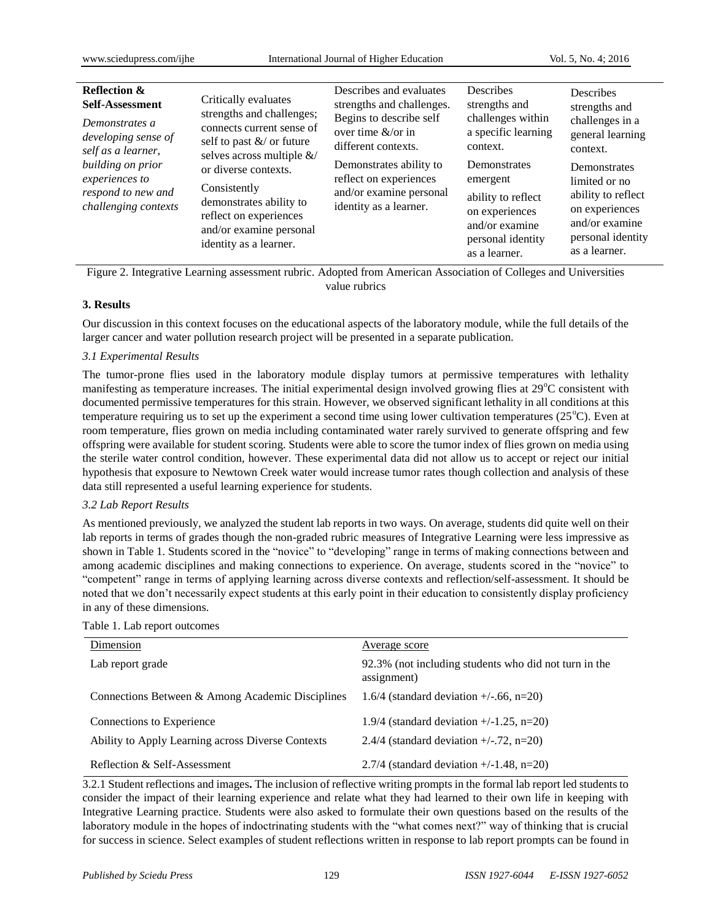| **Reflection & Self-Assessment** *Demonstrates a developing sense of self as a learner, building on prior experiences to respond to new and challenging contexts* | Critically evaluates strengths and challenges; connects current sense of self to past &/ or future selves across multiple &/ or diverse contexts. Consistently demonstrates ability to reflect on experiences and/or examine personal identity as a learner. | Describes and evaluates strengths and challenges. Begins to describe self over time &/or in different contexts. Demonstrates ability to reflect on experiences and/or examine personal identity as a learner. | Describes strengths and challenges within a specific learning context. Demonstrates emergent ability to reflect on experiences and/or examine personal identity as a learner. | Describes strengths and challenges in a general learning context. Demonstrates limited or no ability to reflect on experiences and/or examine personal identity as a learner. |
|---|---|---|---|---|

Figure 2. Integrative Learning assessment rubric. Adopted from American Association of Colleges and Universities value rubrics

### 3. Results

Our discussion in this context focuses on the educational aspects of the laboratory module, while the full details of the larger cancer and water pollution research project will be presented in a separate publication.

#### *3.1 Experimental Results*

The tumor-prone flies used in the laboratory module display tumors at permissive temperatures with lethality manifesting as temperature increases. The initial experimental design involved growing flies at 29°C consistent with documented permissive temperatures for this strain. However, we observed significant lethality in all conditions at this temperature requiring us to set up the experiment a second time using lower cultivation temperatures (25°C). Even at room temperature, flies grown on media including contaminated water rarely survived to generate offspring and few offspring were available for student scoring. Students were able to score the tumor index of flies grown on media using the sterile water control condition, however. These experimental data did not allow us to accept or reject our initial hypothesis that exposure to Newtown Creek water would increase tumor rates though collection and analysis of these data still represented a useful learning experience for students.

#### *3.2 Lab Report Results*

As mentioned previously, we analyzed the student lab reports in two ways. On average, students did quite well on their lab reports in terms of grades though the non-graded rubric measures of Integrative Learning were less impressive as shown in Table 1. Students scored in the "novice" to "developing" range in terms of making connections between and among academic disciplines and making connections to experience. On average, students scored in the "novice" to "competent" range in terms of applying learning across diverse contexts and reflection/self-assessment. It should be noted that we don't necessarily expect students at this early point in their education to consistently display proficiency in any of these dimensions.

Table 1. Lab report outcomes

| Dimension | Average score |
|---|---|
| Lab report grade | 92.3% (not including students who did not turn in the assignment) |
| Connections Between & Among Academic Disciplines | 1.6/4 (standard deviation +/-.66, n=20) |
| Connections to Experience | 1.9/4 (standard deviation +/-1.25, n=20) |
| Ability to Apply Learning across Diverse Contexts | 2.4/4 (standard deviation +/-.72, n=20) |
| Reflection & Self-Assessment | 2.7/4 (standard deviation +/-1.48, n=20) |

3.2.1 **Student reflections and images.** The inclusion of reflective writing prompts in the formal lab report led students to consider the impact of their learning experience and relate what they had learned to their own life in keeping with Integrative Learning practice. Students were also asked to formulate their own questions based on the results of the laboratory module in the hopes of indoctrinating students with the "what comes next?" way of thinking that is crucial for success in science. Select examples of student reflections written in response to lab report prompts can be found in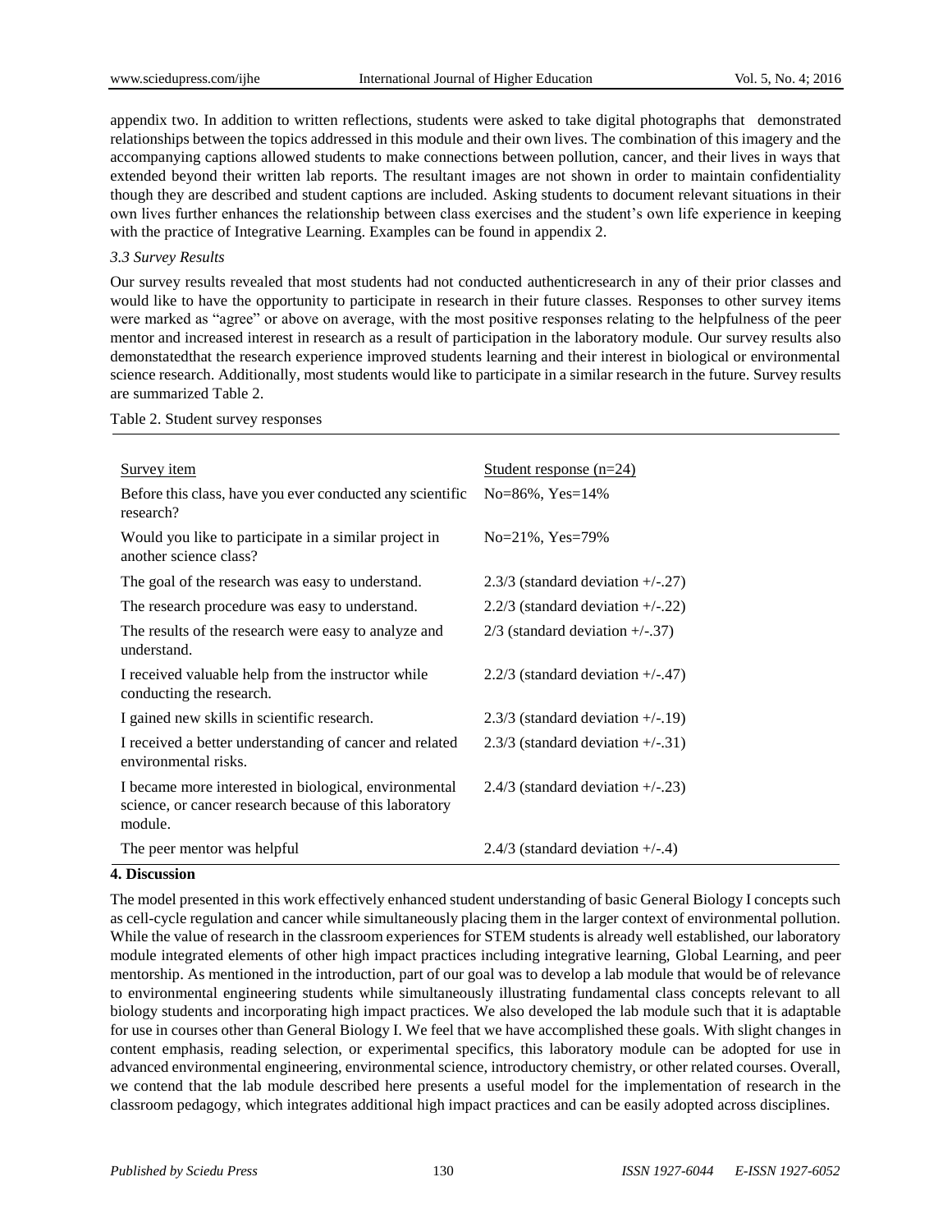appendix two. In addition to written reflections, students were asked to take digital photographs that demonstrated relationships between the topics addressed in this module and their own lives. The combination of this imagery and the accompanying captions allowed students to make connections between pollution, cancer, and their lives in ways that extended beyond their written lab reports. The resultant images are not shown in order to maintain confidentiality though they are described and student captions are included. Asking students to document relevant situations in their own lives further enhances the relationship between class exercises and the student's own life experience in keeping with the practice of Integrative Learning. Examples can be found in appendix 2.

### *3.3 Survey Results*

Our survey results revealed that most students had not conducted authenticresearch in any of their prior classes and would like to have the opportunity to participate in research in their future classes. Responses to other survey items were marked as "agree" or above on average, with the most positive responses relating to the helpfulness of the peer mentor and increased interest in research as a result of participation in the laboratory module. Our survey results also demonstatedthat the research experience improved students learning and their interest in biological or environmental science research. Additionally, most students would like to participate in a similar research in the future. Survey results are summarized Table 2.

Table 2. Student survey responses

| Survey item | Student response (n=24) |
| --- | --- |
| Before this class, have you ever conducted any scientific research? | No=86%, Yes=14% |
| Would you like to participate in a similar project in another science class? | No=21%, Yes=79% |
| The goal of the research was easy to understand. | 2.3/3 (standard deviation +/-.27) |
| The research procedure was easy to understand. | 2.2/3 (standard deviation +/-.22) |
| The results of the research were easy to analyze and understand. | 2/3 (standard deviation +/-.37) |
| I received valuable help from the instructor while conducting the research. | 2.2/3 (standard deviation +/-.47) |
| I gained new skills in scientific research. | 2.3/3 (standard deviation +/-.19) |
| I received a better understanding of cancer and related environmental risks. | 2.3/3 (standard deviation +/-.31) |
| I became more interested in biological, environmental science, or cancer research because of this laboratory module. | 2.4/3 (standard deviation +/-.23) |
| The peer mentor was helpful | 2.4/3 (standard deviation +/-.4) |

## 4. Discussion

The model presented in this work effectively enhanced student understanding of basic General Biology I concepts such as cell-cycle regulation and cancer while simultaneously placing them in the larger context of environmental pollution. While the value of research in the classroom experiences for STEM students is already well established, our laboratory module integrated elements of other high impact practices including integrative learning, Global Learning, and peer mentorship. As mentioned in the introduction, part of our goal was to develop a lab module that would be of relevance to environmental engineering students while simultaneously illustrating fundamental class concepts relevant to all biology students and incorporating high impact practices. We also developed the lab module such that it is adaptable for use in courses other than General Biology I. We feel that we have accomplished these goals. With slight changes in content emphasis, reading selection, or experimental specifics, this laboratory module can be adopted for use in advanced environmental engineering, environmental science, introductory chemistry, or other related courses. Overall, we contend that the lab module described here presents a useful model for the implementation of research in the classroom pedagogy, which integrates additional high impact practices and can be easily adopted across disciplines.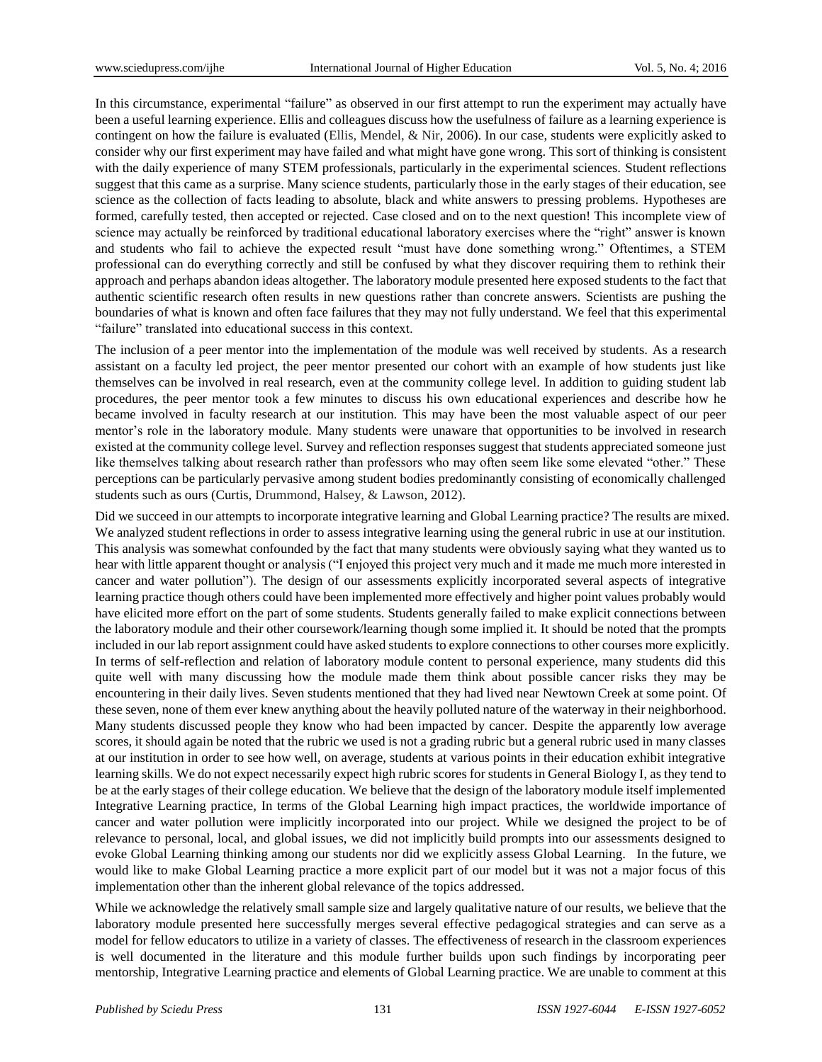In this circumstance, experimental "failure" as observed in our first attempt to run the experiment may actually have been a useful learning experience. Ellis and colleagues discuss how the usefulness of failure as a learning experience is contingent on how the failure is evaluated (Ellis, Mendel, & Nir, 2006). In our case, students were explicitly asked to consider why our first experiment may have failed and what might have gone wrong. This sort of thinking is consistent with the daily experience of many STEM professionals, particularly in the experimental sciences. Student reflections suggest that this came as a surprise. Many science students, particularly those in the early stages of their education, see science as the collection of facts leading to absolute, black and white answers to pressing problems. Hypotheses are formed, carefully tested, then accepted or rejected. Case closed and on to the next question! This incomplete view of science may actually be reinforced by traditional educational laboratory exercises where the "right" answer is known and students who fail to achieve the expected result "must have done something wrong." Oftentimes, a STEM professional can do everything correctly and still be confused by what they discover requiring them to rethink their approach and perhaps abandon ideas altogether. The laboratory module presented here exposed students to the fact that authentic scientific research often results in new questions rather than concrete answers. Scientists are pushing the boundaries of what is known and often face failures that they may not fully understand. We feel that this experimental "failure" translated into educational success in this context.

The inclusion of a peer mentor into the implementation of the module was well received by students. As a research assistant on a faculty led project, the peer mentor presented our cohort with an example of how students just like themselves can be involved in real research, even at the community college level. In addition to guiding student lab procedures, the peer mentor took a few minutes to discuss his own educational experiences and describe how he became involved in faculty research at our institution. This may have been the most valuable aspect of our peer mentor's role in the laboratory module. Many students were unaware that opportunities to be involved in research existed at the community college level. Survey and reflection responses suggest that students appreciated someone just like themselves talking about research rather than professors who may often seem like some elevated "other." These perceptions can be particularly pervasive among student bodies predominantly consisting of economically challenged students such as ours (Curtis, Drummond, Halsey, & Lawson, 2012).

Did we succeed in our attempts to incorporate integrative learning and Global Learning practice? The results are mixed. We analyzed student reflections in order to assess integrative learning using the general rubric in use at our institution. This analysis was somewhat confounded by the fact that many students were obviously saying what they wanted us to hear with little apparent thought or analysis ("I enjoyed this project very much and it made me much more interested in cancer and water pollution"). The design of our assessments explicitly incorporated several aspects of integrative learning practice though others could have been implemented more effectively and higher point values probably would have elicited more effort on the part of some students. Students generally failed to make explicit connections between the laboratory module and their other coursework/learning though some implied it. It should be noted that the prompts included in our lab report assignment could have asked students to explore connections to other courses more explicitly. In terms of self-reflection and relation of laboratory module content to personal experience, many students did this quite well with many discussing how the module made them think about possible cancer risks they may be encountering in their daily lives. Seven students mentioned that they had lived near Newtown Creek at some point. Of these seven, none of them ever knew anything about the heavily polluted nature of the waterway in their neighborhood. Many students discussed people they know who had been impacted by cancer. Despite the apparently low average scores, it should again be noted that the rubric we used is not a grading rubric but a general rubric used in many classes at our institution in order to see how well, on average, students at various points in their education exhibit integrative learning skills. We do not expect necessarily expect high rubric scores for students in General Biology I, as they tend to be at the early stages of their college education. We believe that the design of the laboratory module itself implemented Integrative Learning practice, In terms of the Global Learning high impact practices, the worldwide importance of cancer and water pollution were implicitly incorporated into our project. While we designed the project to be of relevance to personal, local, and global issues, we did not implicitly build prompts into our assessments designed to evoke Global Learning thinking among our students nor did we explicitly assess Global Learning. In the future, we would like to make Global Learning practice a more explicit part of our model but it was not a major focus of this implementation other than the inherent global relevance of the topics addressed.

While we acknowledge the relatively small sample size and largely qualitative nature of our results, we believe that the laboratory module presented here successfully merges several effective pedagogical strategies and can serve as a model for fellow educators to utilize in a variety of classes. The effectiveness of research in the classroom experiences is well documented in the literature and this module further builds upon such findings by incorporating peer mentorship, Integrative Learning practice and elements of Global Learning practice. We are unable to comment at this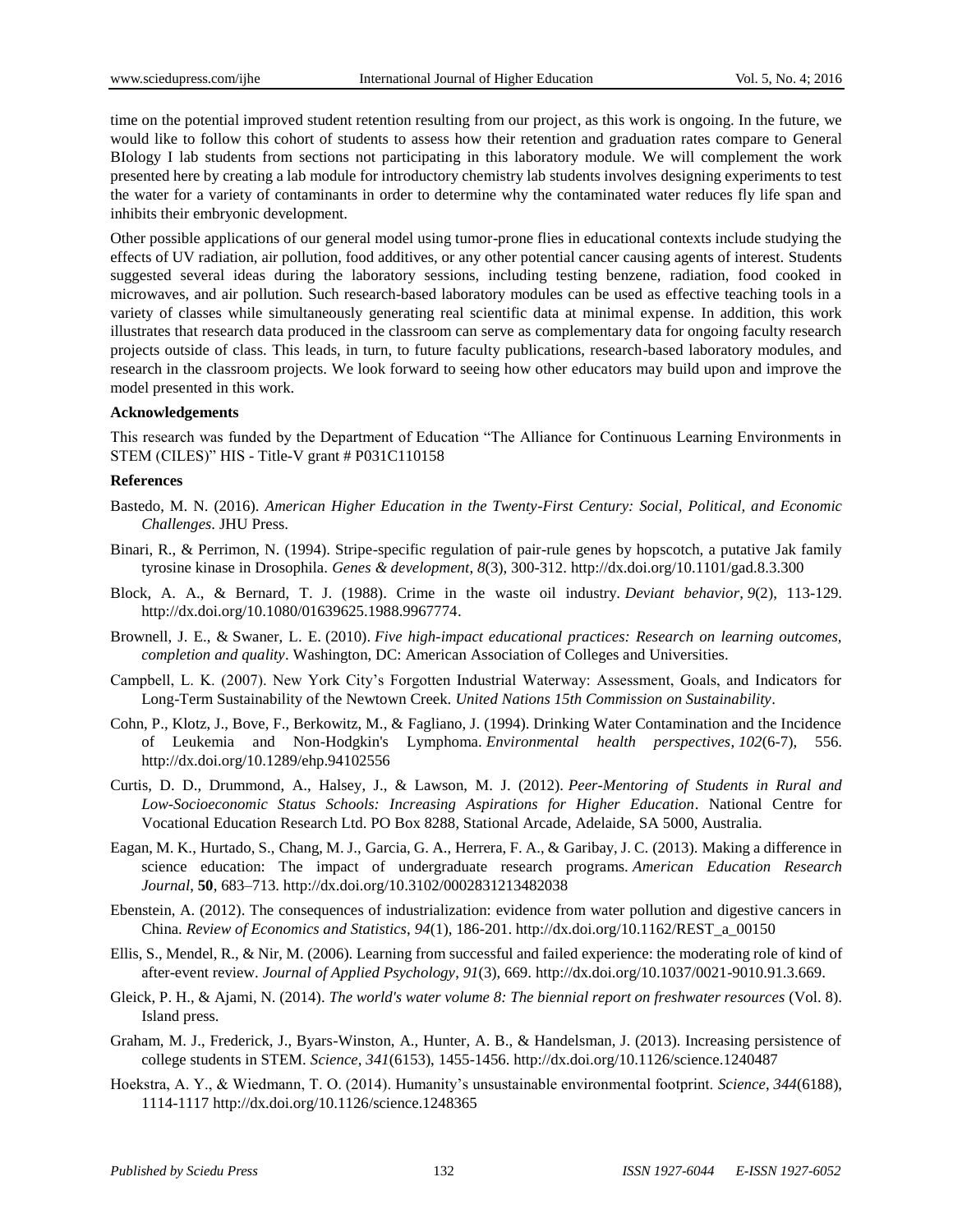time on the potential improved student retention resulting from our project, as this work is ongoing. In the future, we would like to follow this cohort of students to assess how their retention and graduation rates compare to General BIology I lab students from sections not participating in this laboratory module. We will complement the work presented here by creating a lab module for introductory chemistry lab students involves designing experiments to test the water for a variety of contaminants in order to determine why the contaminated water reduces fly life span and inhibits their embryonic development.

Other possible applications of our general model using tumor-prone flies in educational contexts include studying the effects of UV radiation, air pollution, food additives, or any other potential cancer causing agents of interest. Students suggested several ideas during the laboratory sessions, including testing benzene, radiation, food cooked in microwaves, and air pollution. Such research-based laboratory modules can be used as effective teaching tools in a variety of classes while simultaneously generating real scientific data at minimal expense. In addition, this work illustrates that research data produced in the classroom can serve as complementary data for ongoing faculty research projects outside of class. This leads, in turn, to future faculty publications, research-based laboratory modules, and research in the classroom projects. We look forward to seeing how other educators may build upon and improve the model presented in this work.

**Acknowledgements**

This research was funded by the Department of Education "The Alliance for Continuous Learning Environments in STEM (CILES)" HIS - Title-V grant # P031C110158

**References**

Bastedo, M. N. (2016). *American Higher Education in the Twenty-First Century: Social, Political, and Economic Challenges*. JHU Press.

Binari, R., & Perrimon, N. (1994). Stripe-specific regulation of pair-rule genes by hopscotch, a putative Jak family tyrosine kinase in Drosophila. *Genes & development*, *8*(3), 300-312. http://dx.doi.org/10.1101/gad.8.3.300

Block, A. A., & Bernard, T. J. (1988). Crime in the waste oil industry. *Deviant behavior*, *9*(2), 113-129. http://dx.doi.org/10.1080/01639625.1988.9967774.

Brownell, J. E., & Swaner, L. E. (2010). *Five high-impact educational practices: Research on learning outcomes, completion and quality*. Washington, DC: American Association of Colleges and Universities.

Campbell, L. K. (2007). New York City's Forgotten Industrial Waterway: Assessment, Goals, and Indicators for Long-Term Sustainability of the Newtown Creek. *United Nations 15th Commission on Sustainability*.

Cohn, P., Klotz, J., Bove, F., Berkowitz, M., & Fagliano, J. (1994). Drinking Water Contamination and the Incidence of Leukemia and Non-Hodgkin's Lymphoma. *Environmental health perspectives*, *102*(6-7), 556. http://dx.doi.org/10.1289/ehp.94102556

Curtis, D. D., Drummond, A., Halsey, J., & Lawson, M. J. (2012). *Peer-Mentoring of Students in Rural and Low-Socioeconomic Status Schools: Increasing Aspirations for Higher Education*. National Centre for Vocational Education Research Ltd. PO Box 8288, Stational Arcade, Adelaide, SA 5000, Australia.

Eagan, M. K., Hurtado, S., Chang, M. J., Garcia, G. A., Herrera, F. A., & Garibay, J. C. (2013). Making a difference in science education: The impact of undergraduate research programs. *American Education Research Journal*, **50**, 683–713. http://dx.doi.org/10.3102/0002831213482038

Ebenstein, A. (2012). The consequences of industrialization: evidence from water pollution and digestive cancers in China. *Review of Economics and Statistics*, *94*(1), 186-201. http://dx.doi.org/10.1162/REST_a_00150

Ellis, S., Mendel, R., & Nir, M. (2006). Learning from successful and failed experience: the moderating role of kind of after-event review. *Journal of Applied Psychology*, *91*(3), 669. http://dx.doi.org/10.1037/0021-9010.91.3.669.

Gleick, P. H., & Ajami, N. (2014). *The world's water volume 8: The biennial report on freshwater resources* (Vol. 8). Island press.

Graham, M. J., Frederick, J., Byars-Winston, A., Hunter, A. B., & Handelsman, J. (2013). Increasing persistence of college students in STEM. *Science*, *341*(6153), 1455-1456. http://dx.doi.org/10.1126/science.1240487

Hoekstra, A. Y., & Wiedmann, T. O. (2014). Humanity's unsustainable environmental footprint. *Science*, *344*(6188), 1114-1117 http://dx.doi.org/10.1126/science.1248365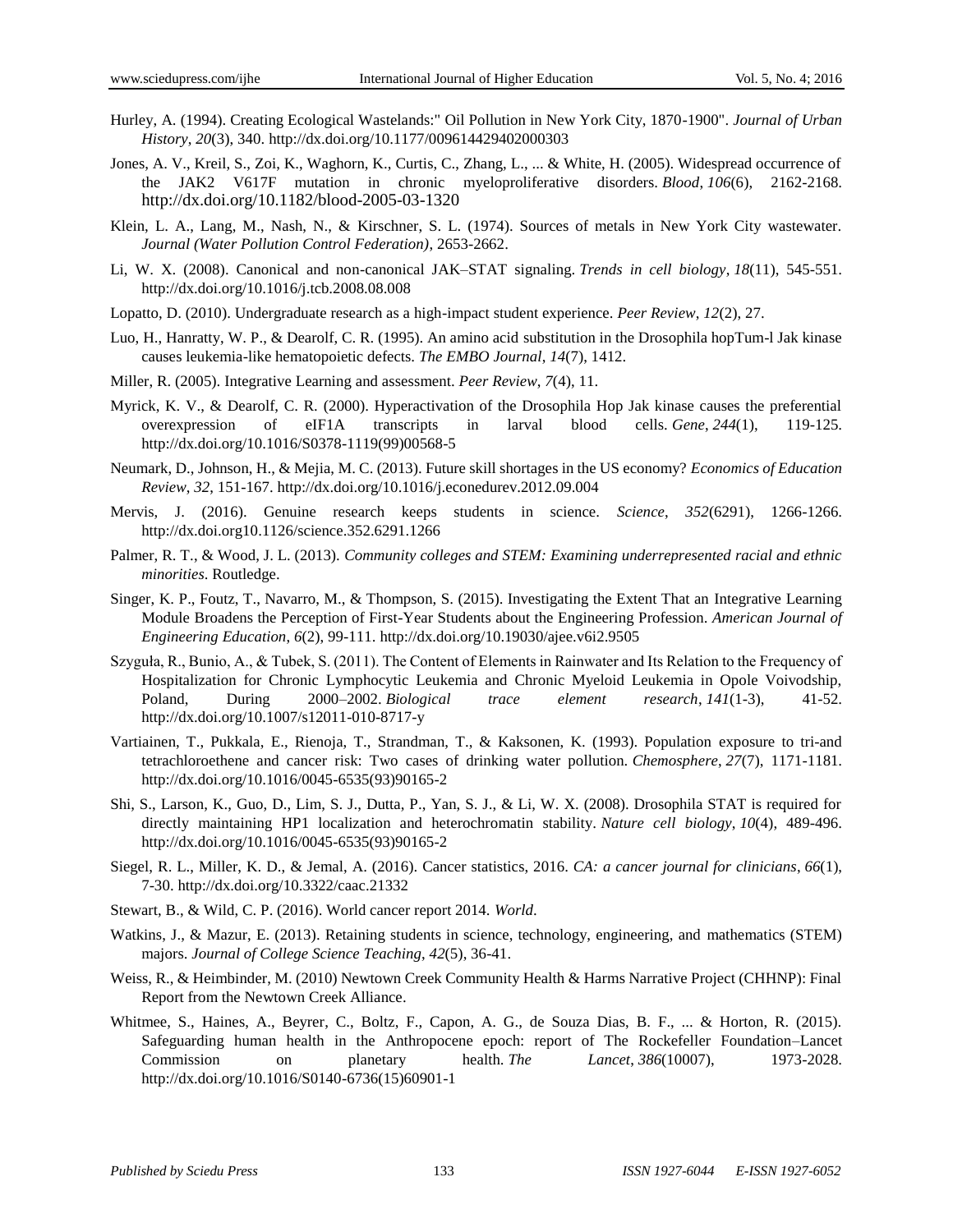Hurley, A. (1994). Creating Ecological Wastelands:" Oil Pollution in New York City, 1870-1900". *Journal of Urban History*, *20*(3), 340. http://dx.doi.org/10.1177/009614429402000303

Jones, A. V., Kreil, S., Zoi, K., Waghorn, K., Curtis, C., Zhang, L., ... & White, H. (2005). Widespread occurrence of the JAK2 V617F mutation in chronic myeloproliferative disorders. *Blood*, *106*(6), 2162-2168. http://dx.doi.org/10.1182/blood-2005-03-1320

Klein, L. A., Lang, M., Nash, N., & Kirschner, S. L. (1974). Sources of metals in New York City wastewater. *Journal (Water Pollution Control Federation)*, 2653-2662.

Li, W. X. (2008). Canonical and non-canonical JAK–STAT signaling. *Trends in cell biology*, *18*(11), 545-551. http://dx.doi.org/10.1016/j.tcb.2008.08.008

Lopatto, D. (2010). Undergraduate research as a high-impact student experience. *Peer Review*, *12*(2), 27.

Luo, H., Hanratty, W. P., & Dearolf, C. R. (1995). An amino acid substitution in the Drosophila hopTum-l Jak kinase causes leukemia-like hematopoietic defects. *The EMBO Journal*, *14*(7), 1412.

Miller, R. (2005). Integrative Learning and assessment. *Peer Review*, *7*(4), 11.

Myrick, K. V., & Dearolf, C. R. (2000). Hyperactivation of the Drosophila Hop Jak kinase causes the preferential overexpression of eIF1A transcripts in larval blood cells. *Gene*, *244*(1), 119-125. http://dx.doi.org/10.1016/S0378-1119(99)00568-5

Neumark, D., Johnson, H., & Mejia, M. C. (2013). Future skill shortages in the US economy? *Economics of Education Review*, *32*, 151-167. http://dx.doi.org/10.1016/j.econedurev.2012.09.004

Mervis, J. (2016). Genuine research keeps students in science. *Science*, *352*(6291), 1266-1266. http://dx.doi.org10.1126/science.352.6291.1266

Palmer, R. T., & Wood, J. L. (2013). *Community colleges and STEM: Examining underrepresented racial and ethnic minorities*. Routledge.

Singer, K. P., Foutz, T., Navarro, M., & Thompson, S. (2015). Investigating the Extent That an Integrative Learning Module Broadens the Perception of First-Year Students about the Engineering Profession. *American Journal of Engineering Education*, *6*(2), 99-111. http://dx.doi.org/10.19030/ajee.v6i2.9505

Szyguła, R., Bunio, A., & Tubek, S. (2011). The Content of Elements in Rainwater and Its Relation to the Frequency of Hospitalization for Chronic Lymphocytic Leukemia and Chronic Myeloid Leukemia in Opole Voivodship, Poland, During 2000–2002. *Biological trace element research*, *141*(1-3), 41-52. http://dx.doi.org/10.1007/s12011-010-8717-y

Vartiainen, T., Pukkala, E., Rienoja, T., Strandman, T., & Kaksonen, K. (1993). Population exposure to tri-and tetrachloroethene and cancer risk: Two cases of drinking water pollution. *Chemosphere*, *27*(7), 1171-1181. http://dx.doi.org/10.1016/0045-6535(93)90165-2

Shi, S., Larson, K., Guo, D., Lim, S. J., Dutta, P., Yan, S. J., & Li, W. X. (2008). Drosophila STAT is required for directly maintaining HP1 localization and heterochromatin stability. *Nature cell biology*, *10*(4), 489-496. http://dx.doi.org/10.1016/0045-6535(93)90165-2

Siegel, R. L., Miller, K. D., & Jemal, A. (2016). Cancer statistics, 2016. *CA: a cancer journal for clinicians*, *66*(1), 7-30. http://dx.doi.org/10.3322/caac.21332

Stewart, B., & Wild, C. P. (2016). World cancer report 2014. *World*.

Watkins, J., & Mazur, E. (2013). Retaining students in science, technology, engineering, and mathematics (STEM) majors. *Journal of College Science Teaching*, *42*(5), 36-41.

Weiss, R., & Heimbinder, M. (2010) Newtown Creek Community Health & Harms Narrative Project (CHHNP): Final Report from the Newtown Creek Alliance.

Whitmee, S., Haines, A., Beyrer, C., Boltz, F., Capon, A. G., de Souza Dias, B. F., ... & Horton, R. (2015). Safeguarding human health in the Anthropocene epoch: report of The Rockefeller Foundation–Lancet Commission on planetary health. *The Lancet*, *386*(10007), 1973-2028. http://dx.doi.org/10.1016/S0140-6736(15)60901-1